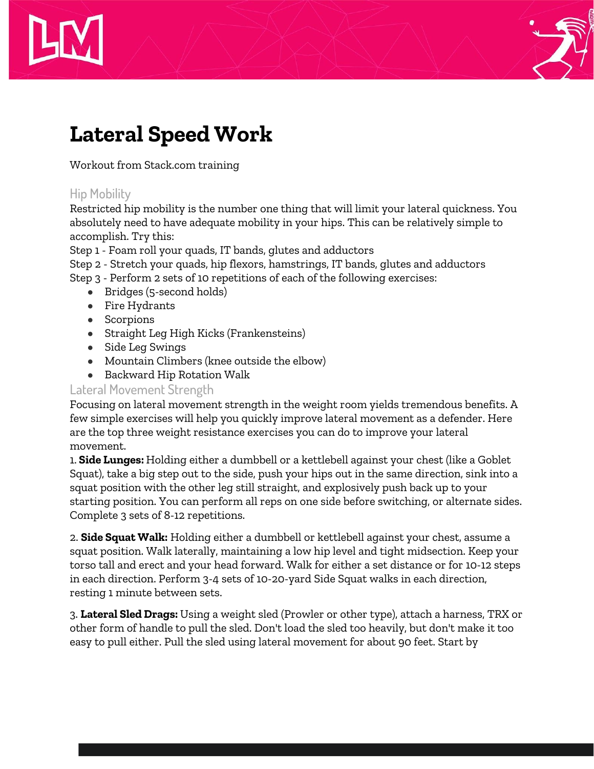# Lateral Speed Work

Workout from Stack.com training

## Hip Mobility

Restricted hip mobility is the number one thing that will limit your lateral quickness. You absolutely need to have adequate mobility in your hips. This can be relatively simple to accomplish. Try this:

Step 1 - Foam roll your quads, IT bands, glutes and adductors
Step 2 - Stretch your quads, hip flexors, hamstrings, IT bands, glutes and adductors
Step 3 - Perform 2 sets of 10 repetitions of each of the following exercises:

- Bridges (5-second holds)
- Fire Hydrants
- Scorpions
- Straight Leg High Kicks (Frankensteins)
- Side Leg Swings
- Mountain Climbers (knee outside the elbow)
- Backward Hip Rotation Walk

## Lateral Movement Strength

Focusing on lateral movement strength in the weight room yields tremendous benefits. A few simple exercises will help you quickly improve lateral movement as a defender. Here are the top three weight resistance exercises you can do to improve your lateral movement.

1. **Side Lunges:** Holding either a dumbbell or a kettlebell against your chest (like a Goblet Squat), take a big step out to the side, push your hips out in the same direction, sink into a squat position with the other leg still straight, and explosively push back up to your starting position. You can perform all reps on one side before switching, or alternate sides. Complete 3 sets of 8-12 repetitions.

2. **Side Squat Walk:** Holding either a dumbbell or kettlebell against your chest, assume a squat position. Walk laterally, maintaining a low hip level and tight midsection. Keep your torso tall and erect and your head forward. Walk for either a set distance or for 10-12 steps in each direction. Perform 3-4 sets of 10-20-yard Side Squat walks in each direction, resting 1 minute between sets.

3. **Lateral Sled Drags:** Using a weight sled (Prowler or other type), attach a harness, TRX or other form of handle to pull the sled. Don't load the sled too heavily, but don't make it too easy to pull either. Pull the sled using lateral movement for about 90 feet. Start by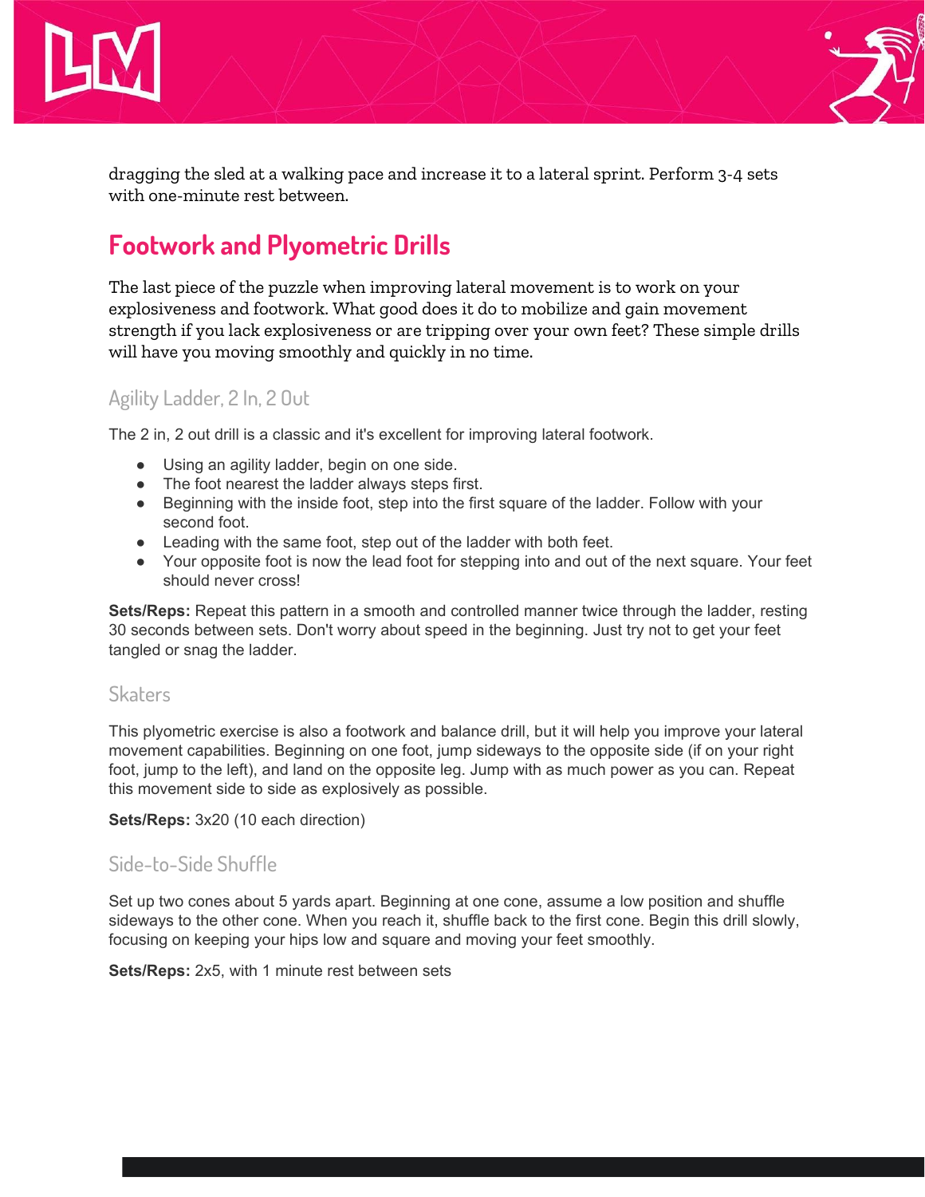dragging the sled at a walking pace and increase it to a lateral sprint. Perform 3-4 sets with one-minute rest between.

## Footwork and Plyometric Drills

The last piece of the puzzle when improving lateral movement is to work on your explosiveness and footwork. What good does it do to mobilize and gain movement strength if you lack explosiveness or are tripping over your own feet? These simple drills will have you moving smoothly and quickly in no time.

### Agility Ladder, 2 In, 2 Out

The 2 in, 2 out drill is a classic and it's excellent for improving lateral footwork.

- Using an agility ladder, begin on one side.
- The foot nearest the ladder always steps first.
- Beginning with the inside foot, step into the first square of the ladder. Follow with your second foot.
- Leading with the same foot, step out of the ladder with both feet.
- Your opposite foot is now the lead foot for stepping into and out of the next square. Your feet should never cross!

**Sets/Reps:** Repeat this pattern in a smooth and controlled manner twice through the ladder, resting 30 seconds between sets. Don't worry about speed in the beginning. Just try not to get your feet tangled or snag the ladder.

### Skaters

This plyometric exercise is also a footwork and balance drill, but it will help you improve your lateral movement capabilities. Beginning on one foot, jump sideways to the opposite side (if on your right foot, jump to the left), and land on the opposite leg. Jump with as much power as you can. Repeat this movement side to side as explosively as possible.

**Sets/Reps:** 3x20 (10 each direction)

### Side-to-Side Shuffle

Set up two cones about 5 yards apart. Beginning at one cone, assume a low position and shuffle sideways to the other cone. When you reach it, shuffle back to the first cone. Begin this drill slowly, focusing on keeping your hips low and square and moving your feet smoothly.

**Sets/Reps:** 2x5, with 1 minute rest between sets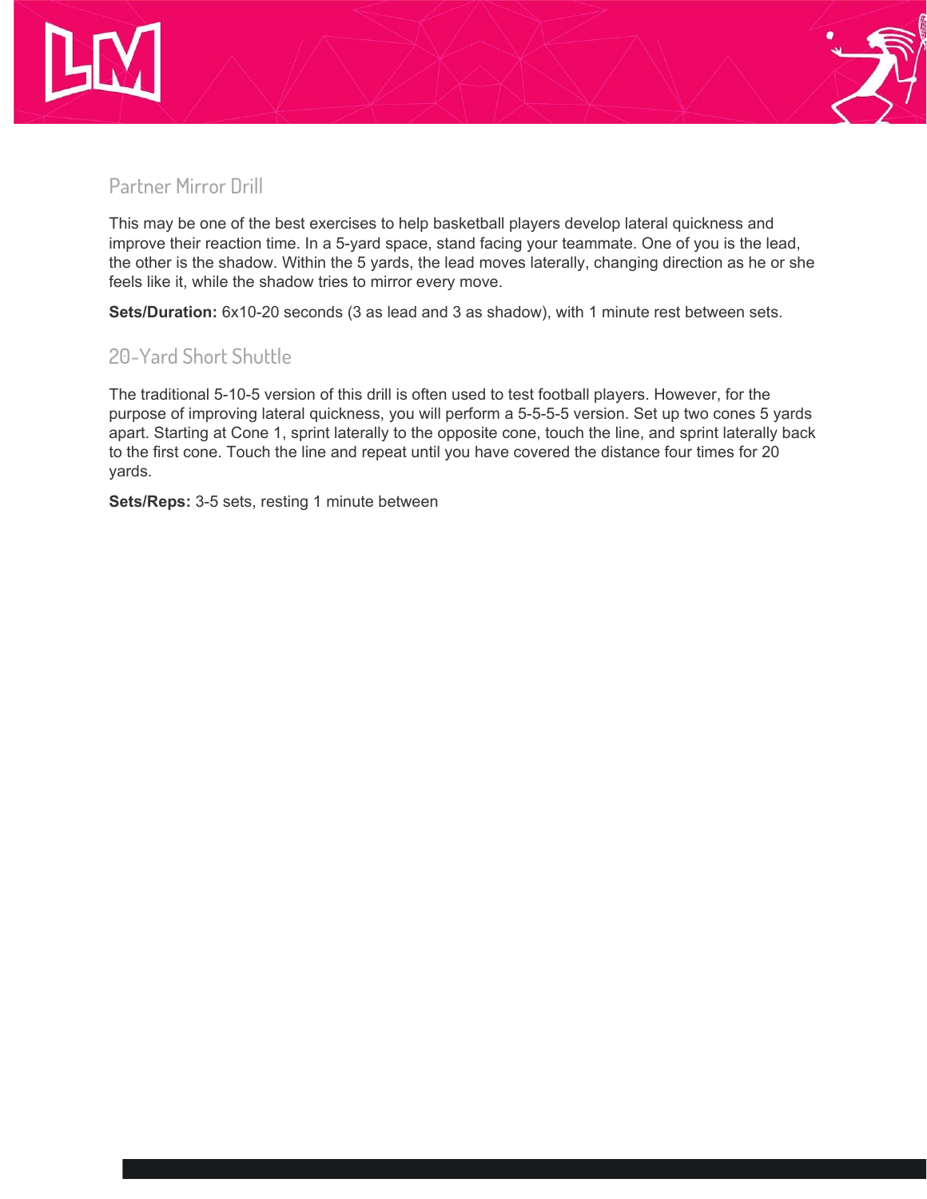## Partner Mirror Drill

This may be one of the best exercises to help basketball players develop lateral quickness and improve their reaction time. In a 5-yard space, stand facing your teammate. One of you is the lead, the other is the shadow. Within the 5 yards, the lead moves laterally, changing direction as he or she feels like it, while the shadow tries to mirror every move.

**Sets/Duration:** 6x10-20 seconds (3 as lead and 3 as shadow), with 1 minute rest between sets.

## 20-Yard Short Shuttle

The traditional 5-10-5 version of this drill is often used to test football players. However, for the purpose of improving lateral quickness, you will perform a 5-5-5-5 version. Set up two cones 5 yards apart. Starting at Cone 1, sprint laterally to the opposite cone, touch the line, and sprint laterally back to the first cone. Touch the line and repeat until you have covered the distance four times for 20 yards.

**Sets/Reps:** 3-5 sets, resting 1 minute between